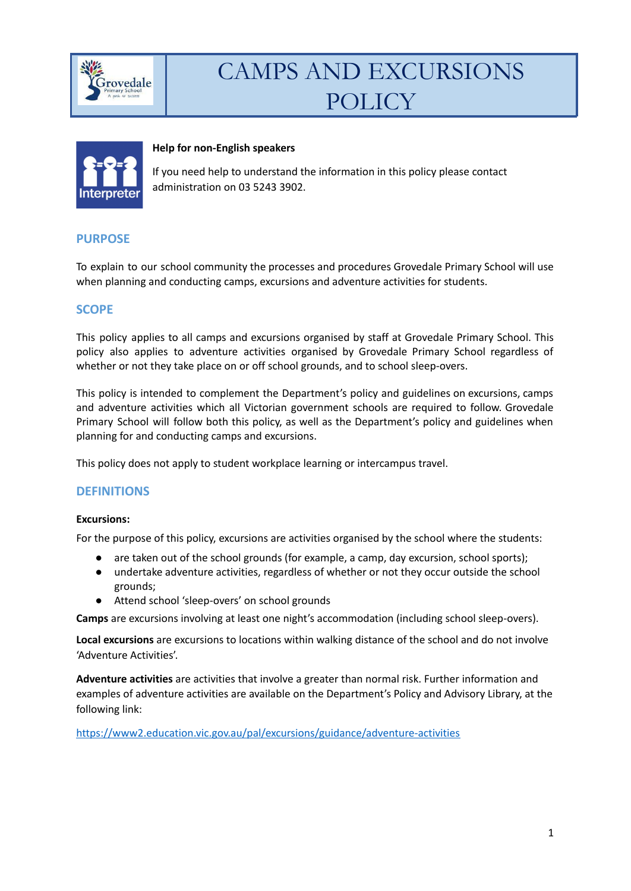# CAMPS AND EXCURSIONS POLICY

**Help for non-English speakers**

If you need help to understand the information in this policy please contact administration on 03 5243 3902.

## PURPOSE

To explain to our school community the processes and procedures Grovedale Primary School will use when planning and conducting camps, excursions and adventure activities for students.

## SCOPE

This policy applies to all camps and excursions organised by staff at Grovedale Primary School. This policy also applies to adventure activities organised by Grovedale Primary School regardless of whether or not they take place on or off school grounds, and to school sleep-overs.

This policy is intended to complement the Department's policy and guidelines on excursions, camps and adventure activities which all Victorian government schools are required to follow. Grovedale Primary School will follow both this policy, as well as the Department's policy and guidelines when planning for and conducting camps and excursions.

This policy does not apply to student workplace learning or intercampus travel.

## DEFINITIONS

**Excursions:**

For the purpose of this policy, excursions are activities organised by the school where the students:

- are taken out of the school grounds (for example, a camp, day excursion, school sports);
- undertake adventure activities, regardless of whether or not they occur outside the school grounds;
- Attend school 'sleep-overs' on school grounds

**Camps** are excursions involving at least one night's accommodation (including school sleep-overs).

**Local excursions** are excursions to locations within walking distance of the school and do not involve 'Adventure Activities'.

**Adventure activities** are activities that involve a greater than normal risk. Further information and examples of adventure activities are available on the Department's Policy and Advisory Library, at the following link:

https://www2.education.vic.gov.au/pal/excursions/guidance/adventure-activities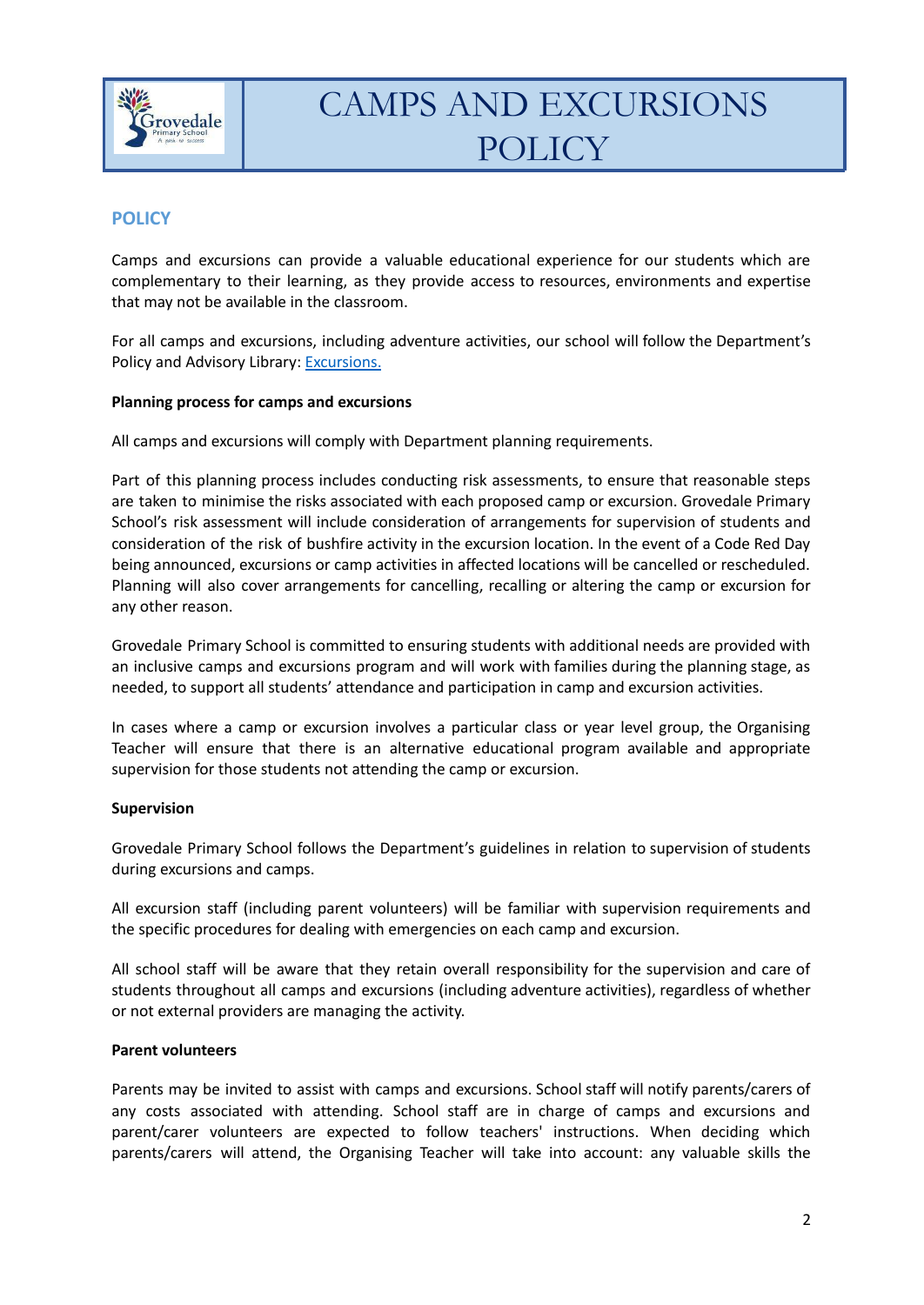# CAMPS AND EXCURSIONS POLICY

## POLICY

Camps and excursions can provide a valuable educational experience for our students which are complementary to their learning, as they provide access to resources, environments and expertise that may not be available in the classroom.

For all camps and excursions, including adventure activities, our school will follow the Department's Policy and Advisory Library: [Excursions.]

**Planning process for camps and excursions**

All camps and excursions will comply with Department planning requirements.

Part of this planning process includes conducting risk assessments, to ensure that reasonable steps are taken to minimise the risks associated with each proposed camp or excursion. Grovedale Primary School's risk assessment will include consideration of arrangements for supervision of students and consideration of the risk of bushfire activity in the excursion location. In the event of a Code Red Day being announced, excursions or camp activities in affected locations will be cancelled or rescheduled. Planning will also cover arrangements for cancelling, recalling or altering the camp or excursion for any other reason.

Grovedale Primary School is committed to ensuring students with additional needs are provided with an inclusive camps and excursions program and will work with families during the planning stage, as needed, to support all students' attendance and participation in camp and excursion activities.

In cases where a camp or excursion involves a particular class or year level group, the Organising Teacher will ensure that there is an alternative educational program available and appropriate supervision for those students not attending the camp or excursion.

**Supervision**

Grovedale Primary School follows the Department's guidelines in relation to supervision of students during excursions and camps.

All excursion staff (including parent volunteers) will be familiar with supervision requirements and the specific procedures for dealing with emergencies on each camp and excursion.

All school staff will be aware that they retain overall responsibility for the supervision and care of students throughout all camps and excursions (including adventure activities), regardless of whether or not external providers are managing the activity.

**Parent volunteers**

Parents may be invited to assist with camps and excursions. School staff will notify parents/carers of any costs associated with attending. School staff are in charge of camps and excursions and parent/carer volunteers are expected to follow teachers' instructions. When deciding which parents/carers will attend, the Organising Teacher will take into account: any valuable skills the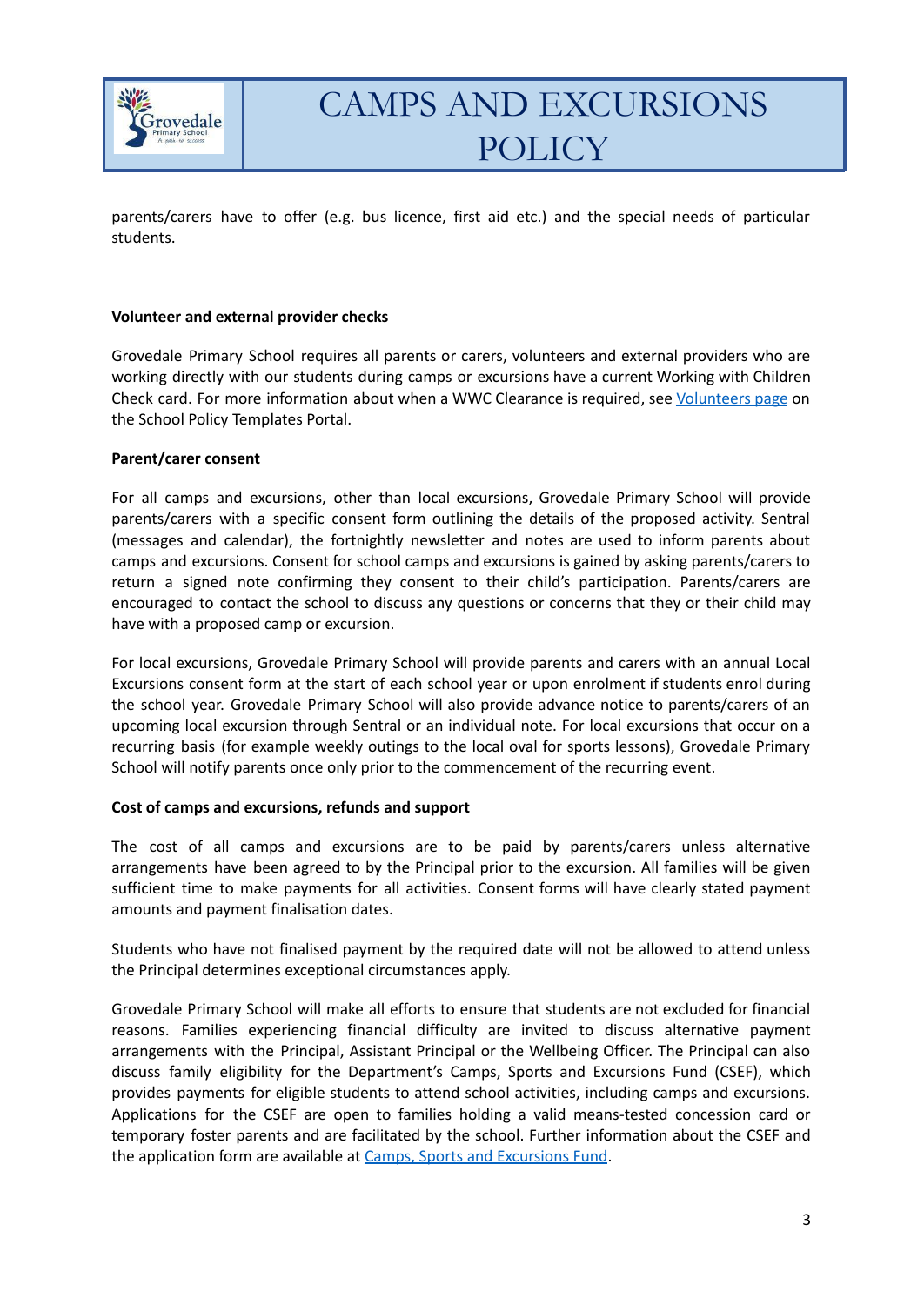parents/carers have to offer (e.g. bus licence, first aid etc.) and the special needs of particular students.

**Volunteer and external provider checks**

Grovedale Primary School requires all parents or carers, volunteers and external providers who are working directly with our students during camps or excursions have a current Working with Children Check card. For more information about when a WWC Clearance is required, see [Volunteers page]() on the School Policy Templates Portal.

**Parent/carer consent**

For all camps and excursions, other than local excursions, Grovedale Primary School will provide parents/carers with a specific consent form outlining the details of the proposed activity. Sentral (messages and calendar), the fortnightly newsletter and notes are used to inform parents about camps and excursions. Consent for school camps and excursions is gained by asking parents/carers to return a signed note confirming they consent to their child's participation. Parents/carers are encouraged to contact the school to discuss any questions or concerns that they or their child may have with a proposed camp or excursion.

For local excursions, Grovedale Primary School will provide parents and carers with an annual Local Excursions consent form at the start of each school year or upon enrolment if students enrol during the school year. Grovedale Primary School will also provide advance notice to parents/carers of an upcoming local excursion through Sentral or an individual note. For local excursions that occur on a recurring basis (for example weekly outings to the local oval for sports lessons), Grovedale Primary School will notify parents once only prior to the commencement of the recurring event.

**Cost of camps and excursions, refunds and support**

The cost of all camps and excursions are to be paid by parents/carers unless alternative arrangements have been agreed to by the Principal prior to the excursion. All families will be given sufficient time to make payments for all activities. Consent forms will have clearly stated payment amounts and payment finalisation dates.

Students who have not finalised payment by the required date will not be allowed to attend unless the Principal determines exceptional circumstances apply.

Grovedale Primary School will make all efforts to ensure that students are not excluded for financial reasons. Families experiencing financial difficulty are invited to discuss alternative payment arrangements with the Principal, Assistant Principal or the Wellbeing Officer. The Principal can also discuss family eligibility for the Department's Camps, Sports and Excursions Fund (CSEF), which provides payments for eligible students to attend school activities, including camps and excursions. Applications for the CSEF are open to families holding a valid means-tested concession card or temporary foster parents and are facilitated by the school. Further information about the CSEF and the application form are available at [Camps, Sports and Excursions Fund]().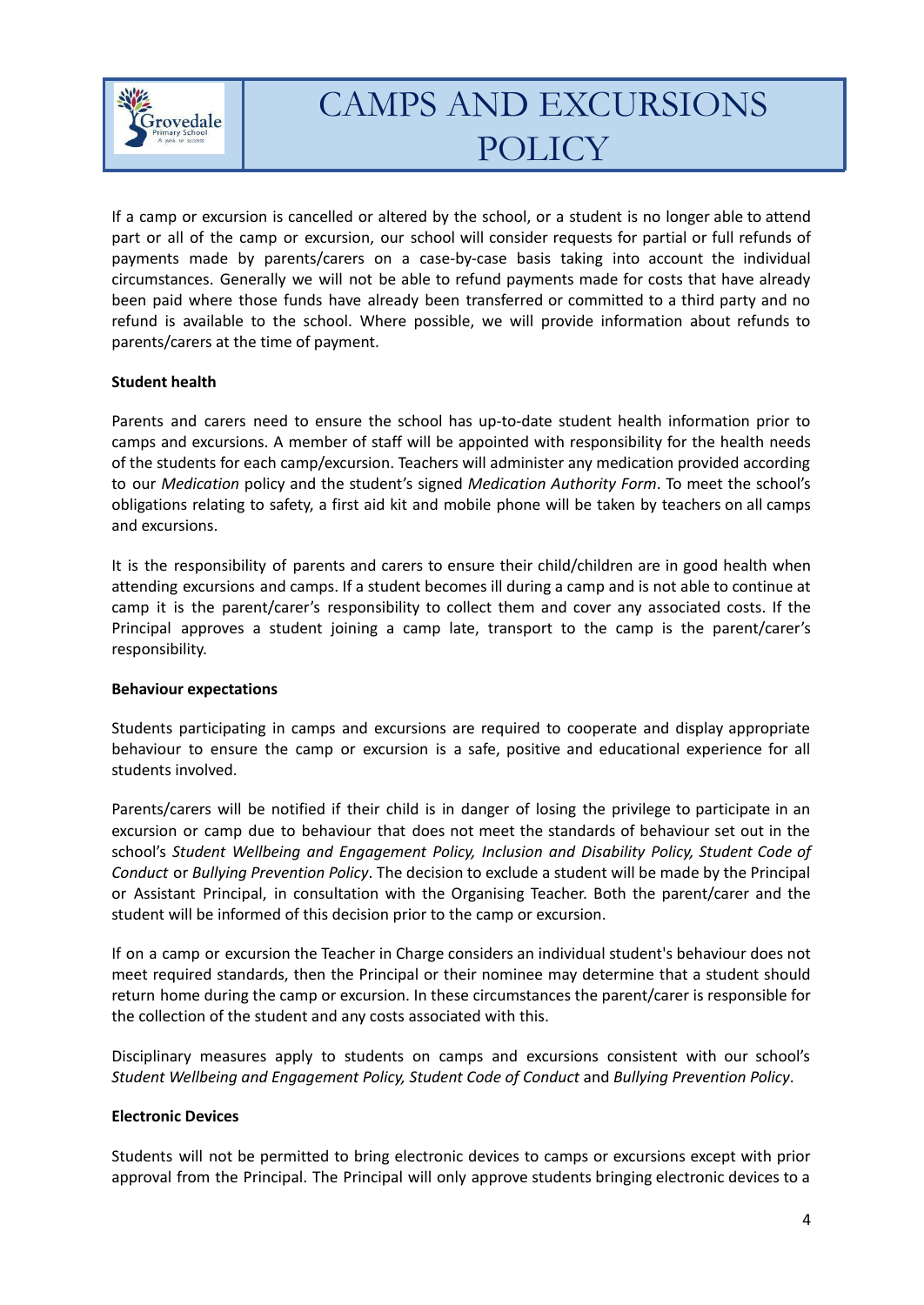If a camp or excursion is cancelled or altered by the school, or a student is no longer able to attend part or all of the camp or excursion, our school will consider requests for partial or full refunds of payments made by parents/carers on a case-by-case basis taking into account the individual circumstances. Generally we will not be able to refund payments made for costs that have already been paid where those funds have already been transferred or committed to a third party and no refund is available to the school. Where possible, we will provide information about refunds to parents/carers at the time of payment.

**Student health**

Parents and carers need to ensure the school has up-to-date student health information prior to camps and excursions. A member of staff will be appointed with responsibility for the health needs of the students for each camp/excursion. Teachers will administer any medication provided according to our *Medication* policy and the student's signed *Medication Authority Form*. To meet the school's obligations relating to safety, a first aid kit and mobile phone will be taken by teachers on all camps and excursions.

It is the responsibility of parents and carers to ensure their child/children are in good health when attending excursions and camps. If a student becomes ill during a camp and is not able to continue at camp it is the parent/carer's responsibility to collect them and cover any associated costs. If the Principal approves a student joining a camp late, transport to the camp is the parent/carer's responsibility.

**Behaviour expectations**

Students participating in camps and excursions are required to cooperate and display appropriate behaviour to ensure the camp or excursion is a safe, positive and educational experience for all students involved.

Parents/carers will be notified if their child is in danger of losing the privilege to participate in an excursion or camp due to behaviour that does not meet the standards of behaviour set out in the school's *Student Wellbeing and Engagement Policy, Inclusion and Disability Policy, Student Code of Conduct* or *Bullying Prevention Policy*. The decision to exclude a student will be made by the Principal or Assistant Principal, in consultation with the Organising Teacher. Both the parent/carer and the student will be informed of this decision prior to the camp or excursion.

If on a camp or excursion the Teacher in Charge considers an individual student's behaviour does not meet required standards, then the Principal or their nominee may determine that a student should return home during the camp or excursion. In these circumstances the parent/carer is responsible for the collection of the student and any costs associated with this.

Disciplinary measures apply to students on camps and excursions consistent with our school's *Student Wellbeing and Engagement Policy, Student Code of Conduct* and *Bullying Prevention Policy*.

**Electronic Devices**

Students will not be permitted to bring electronic devices to camps or excursions except with prior approval from the Principal. The Principal will only approve students bringing electronic devices to a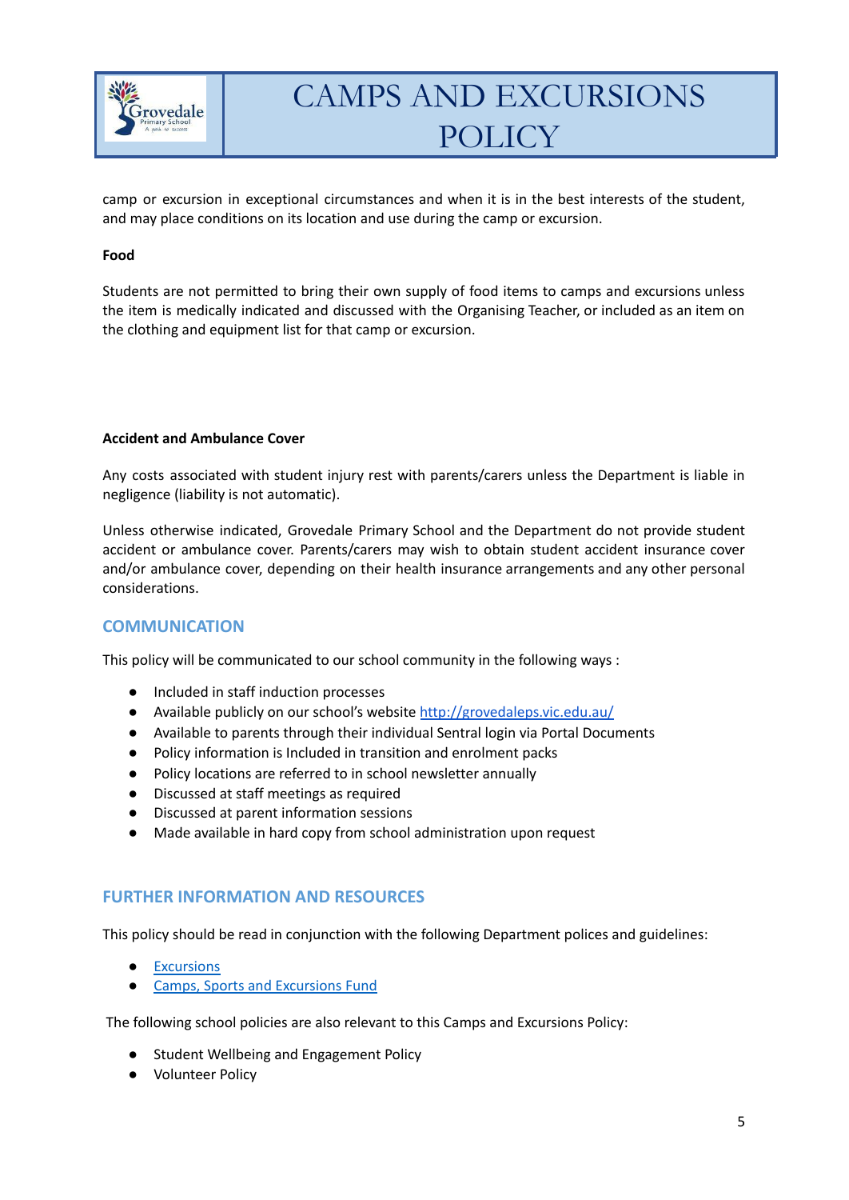camp or excursion in exceptional circumstances and when it is in the best interests of the student, and may place conditions on its location and use during the camp or excursion.

**Food**

Students are not permitted to bring their own supply of food items to camps and excursions unless the item is medically indicated and discussed with the Organising Teacher, or included as an item on the clothing and equipment list for that camp or excursion.

**Accident and Ambulance Cover**

Any costs associated with student injury rest with parents/carers unless the Department is liable in negligence (liability is not automatic).

Unless otherwise indicated, Grovedale Primary School and the Department do not provide student accident or ambulance cover. Parents/carers may wish to obtain student accident insurance cover and/or ambulance cover, depending on their health insurance arrangements and any other personal considerations.

## COMMUNICATION

This policy will be communicated to our school community in the following ways :

- Included in staff induction processes
- Available publicly on our school's website [http://grovedaleps.vic.edu.au/](http://grovedaleps.vic.edu.au/)
- Available to parents through their individual Sentral login via Portal Documents
- Policy information is Included in transition and enrolment packs
- Policy locations are referred to in school newsletter annually
- Discussed at staff meetings as required
- Discussed at parent information sessions
- Made available in hard copy from school administration upon request

## FURTHER INFORMATION AND RESOURCES

This policy should be read in conjunction with the following Department polices and guidelines:

- Excursions
- Camps, Sports and Excursions Fund

The following school policies are also relevant to this Camps and Excursions Policy:

- Student Wellbeing and Engagement Policy
- Volunteer Policy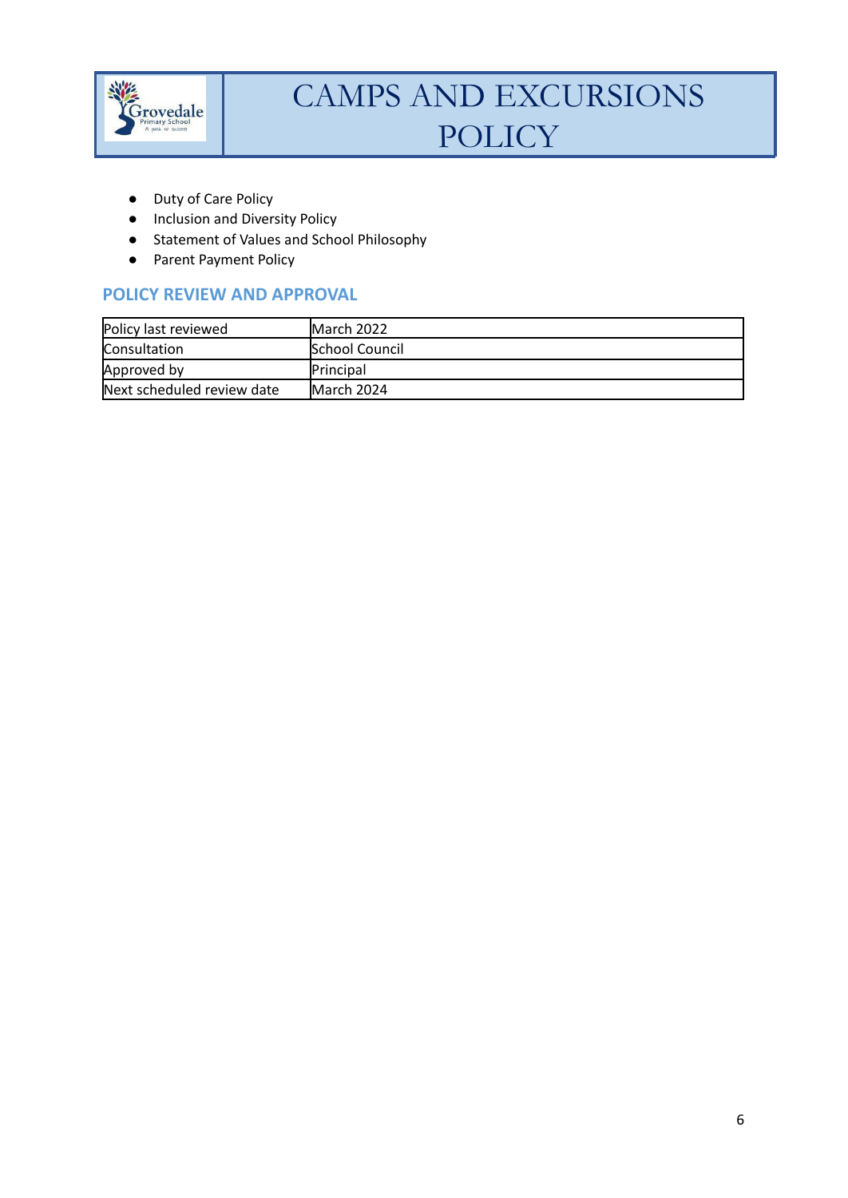- Duty of Care Policy
- Inclusion and Diversity Policy
- Statement of Values and School Philosophy
- Parent Payment Policy

## POLICY REVIEW AND APPROVAL

| Policy last reviewed | March 2022 |
|---|---|
| Consultation | School Council |
| Approved by | Principal |
| Next scheduled review date | March 2024 |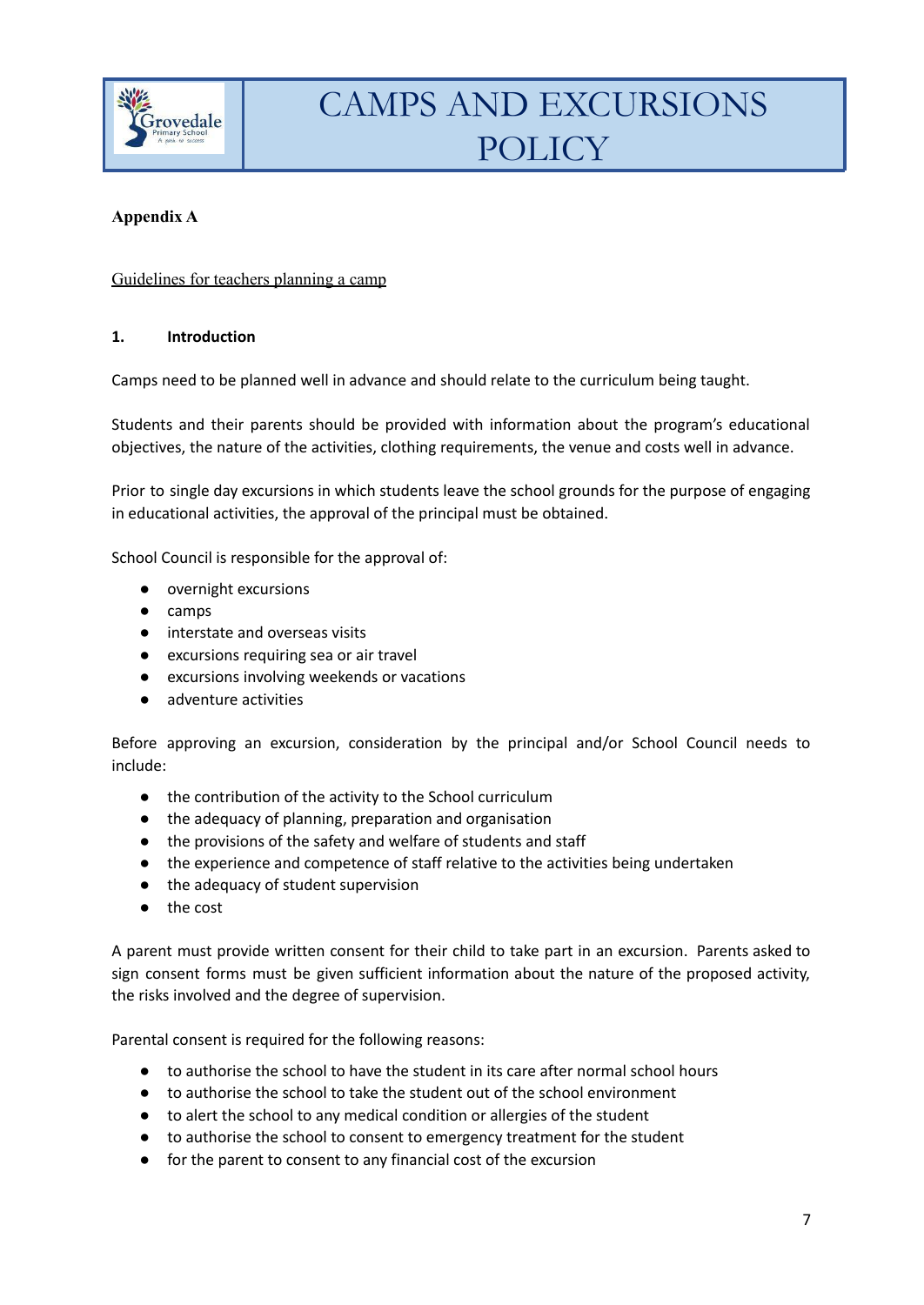# CAMPS AND EXCURSIONS POLICY

**Appendix A**

Guidelines for teachers planning a camp

## 1. Introduction

Camps need to be planned well in advance and should relate to the curriculum being taught.

Students and their parents should be provided with information about the program's educational objectives, the nature of the activities, clothing requirements, the venue and costs well in advance.

Prior to single day excursions in which students leave the school grounds for the purpose of engaging in educational activities, the approval of the principal must be obtained.

School Council is responsible for the approval of:

- overnight excursions
- camps
- interstate and overseas visits
- excursions requiring sea or air travel
- excursions involving weekends or vacations
- adventure activities

Before approving an excursion, consideration by the principal and/or School Council needs to include:

- the contribution of the activity to the School curriculum
- the adequacy of planning, preparation and organisation
- the provisions of the safety and welfare of students and staff
- the experience and competence of staff relative to the activities being undertaken
- the adequacy of student supervision
- the cost

A parent must provide written consent for their child to take part in an excursion. Parents asked to sign consent forms must be given sufficient information about the nature of the proposed activity, the risks involved and the degree of supervision.

Parental consent is required for the following reasons:

- to authorise the school to have the student in its care after normal school hours
- to authorise the school to take the student out of the school environment
- to alert the school to any medical condition or allergies of the student
- to authorise the school to consent to emergency treatment for the student
- for the parent to consent to any financial cost of the excursion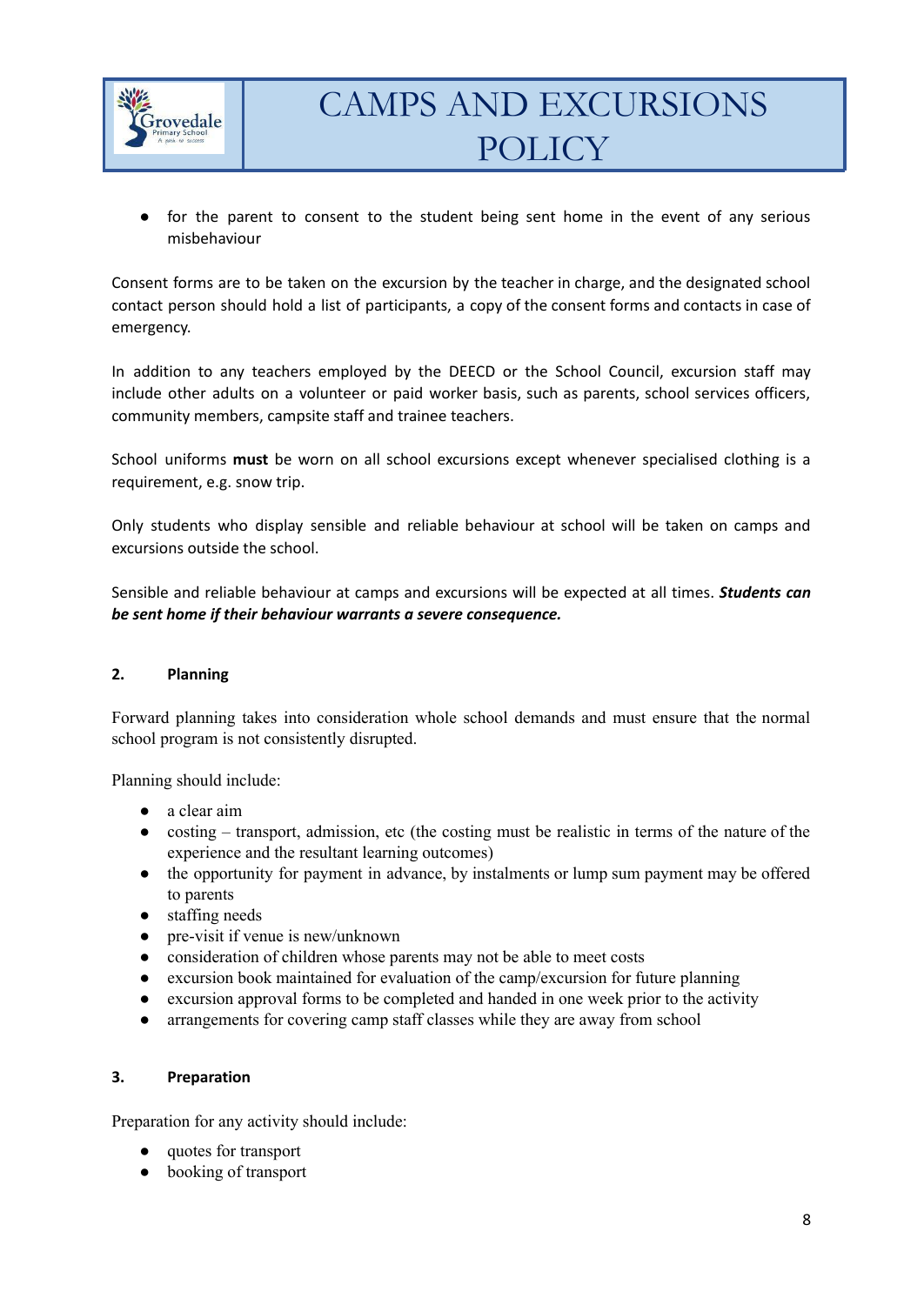- for the parent to consent to the student being sent home in the event of any serious misbehaviour

Consent forms are to be taken on the excursion by the teacher in charge, and the designated school contact person should hold a list of participants, a copy of the consent forms and contacts in case of emergency.

In addition to any teachers employed by the DEECD or the School Council, excursion staff may include other adults on a volunteer or paid worker basis, such as parents, school services officers, community members, campsite staff and trainee teachers.

School uniforms **must** be worn on all school excursions except whenever specialised clothing is a requirement, e.g. snow trip.

Only students who display sensible and reliable behaviour at school will be taken on camps and excursions outside the school.

Sensible and reliable behaviour at camps and excursions will be expected at all times. ***Students can be sent home if their behaviour warrants a severe consequence.***

## 2. Planning

Forward planning takes into consideration whole school demands and must ensure that the normal school program is not consistently disrupted.

Planning should include:

- a clear aim
- costing – transport, admission, etc (the costing must be realistic in terms of the nature of the experience and the resultant learning outcomes)
- the opportunity for payment in advance, by instalments or lump sum payment may be offered to parents
- staffing needs
- pre-visit if venue is new/unknown
- consideration of children whose parents may not be able to meet costs
- excursion book maintained for evaluation of the camp/excursion for future planning
- excursion approval forms to be completed and handed in one week prior to the activity
- arrangements for covering camp staff classes while they are away from school

## 3. Preparation

Preparation for any activity should include:

- quotes for transport
- booking of transport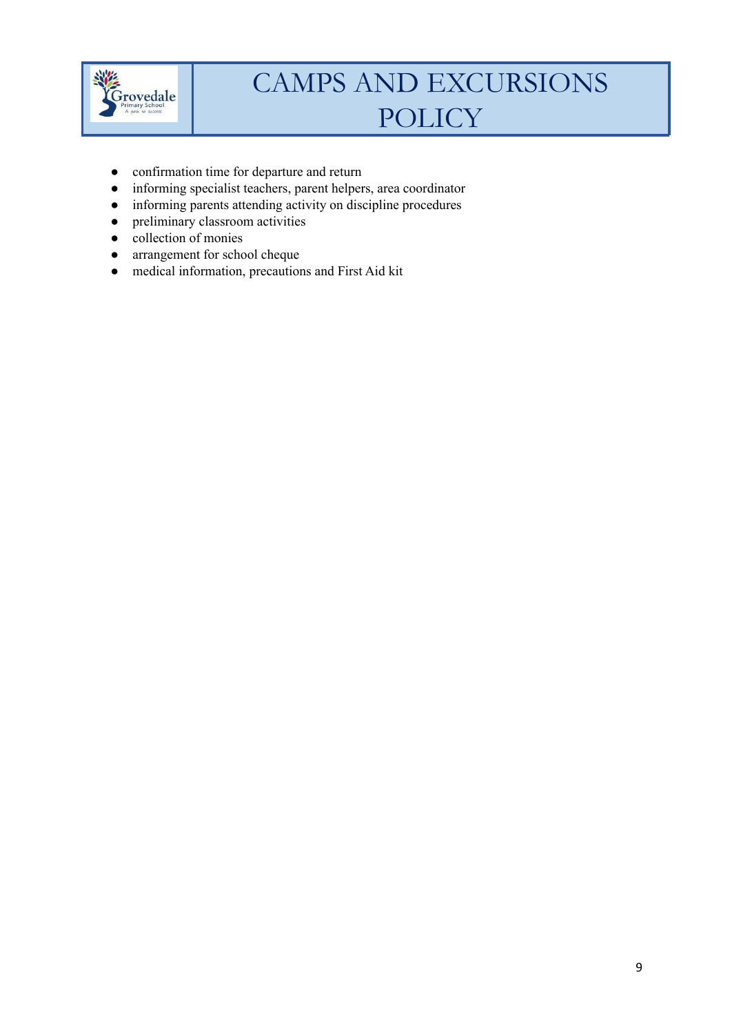- confirmation time for departure and return
- informing specialist teachers, parent helpers, area coordinator
- informing parents attending activity on discipline procedures
- preliminary classroom activities
- collection of monies
- arrangement for school cheque
- medical information, precautions and First Aid kit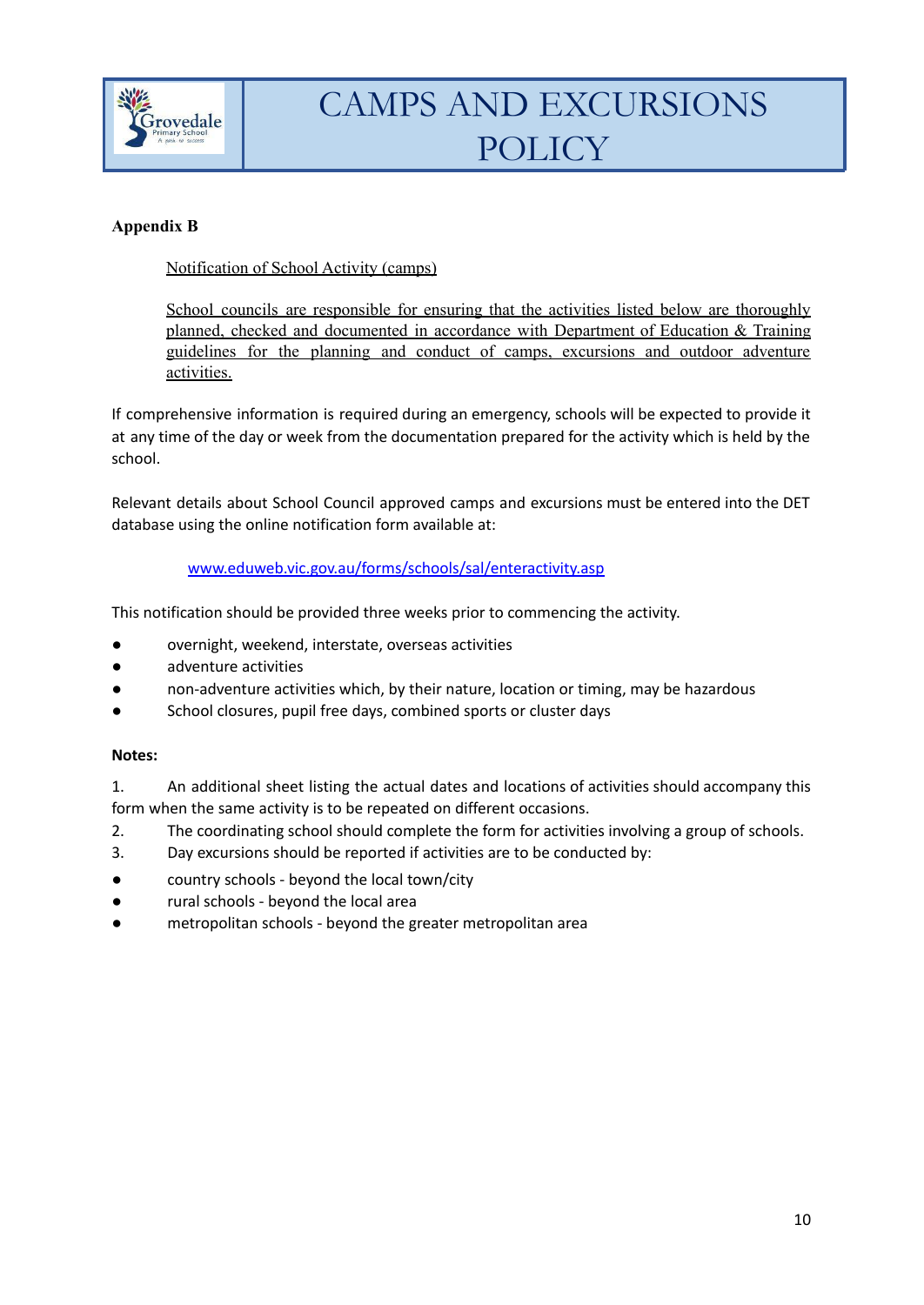**Appendix B**

Notification of School Activity (camps)

School councils are responsible for ensuring that the activities listed below are thoroughly planned, checked and documented in accordance with Department of Education & Training guidelines for the planning and conduct of camps, excursions and outdoor adventure activities.

If comprehensive information is required during an emergency, schools will be expected to provide it at any time of the day or week from the documentation prepared for the activity which is held by the school.

Relevant details about School Council approved camps and excursions must be entered into the DET database using the online notification form available at:

[www.eduweb.vic.gov.au/forms/schools/sal/enteractivity.asp](www.eduweb.vic.gov.au/forms/schools/sal/enteractivity.asp)

This notification should be provided three weeks prior to commencing the activity.

- overnight, weekend, interstate, overseas activities
- adventure activities
- non-adventure activities which, by their nature, location or timing, may be hazardous
- School closures, pupil free days, combined sports or cluster days

**Notes:**

1. An additional sheet listing the actual dates and locations of activities should accompany this form when the same activity is to be repeated on different occasions.
2. The coordinating school should complete the form for activities involving a group of schools.
3. Day excursions should be reported if activities are to be conducted by:

- country schools - beyond the local town/city
- rural schools - beyond the local area
- metropolitan schools - beyond the greater metropolitan area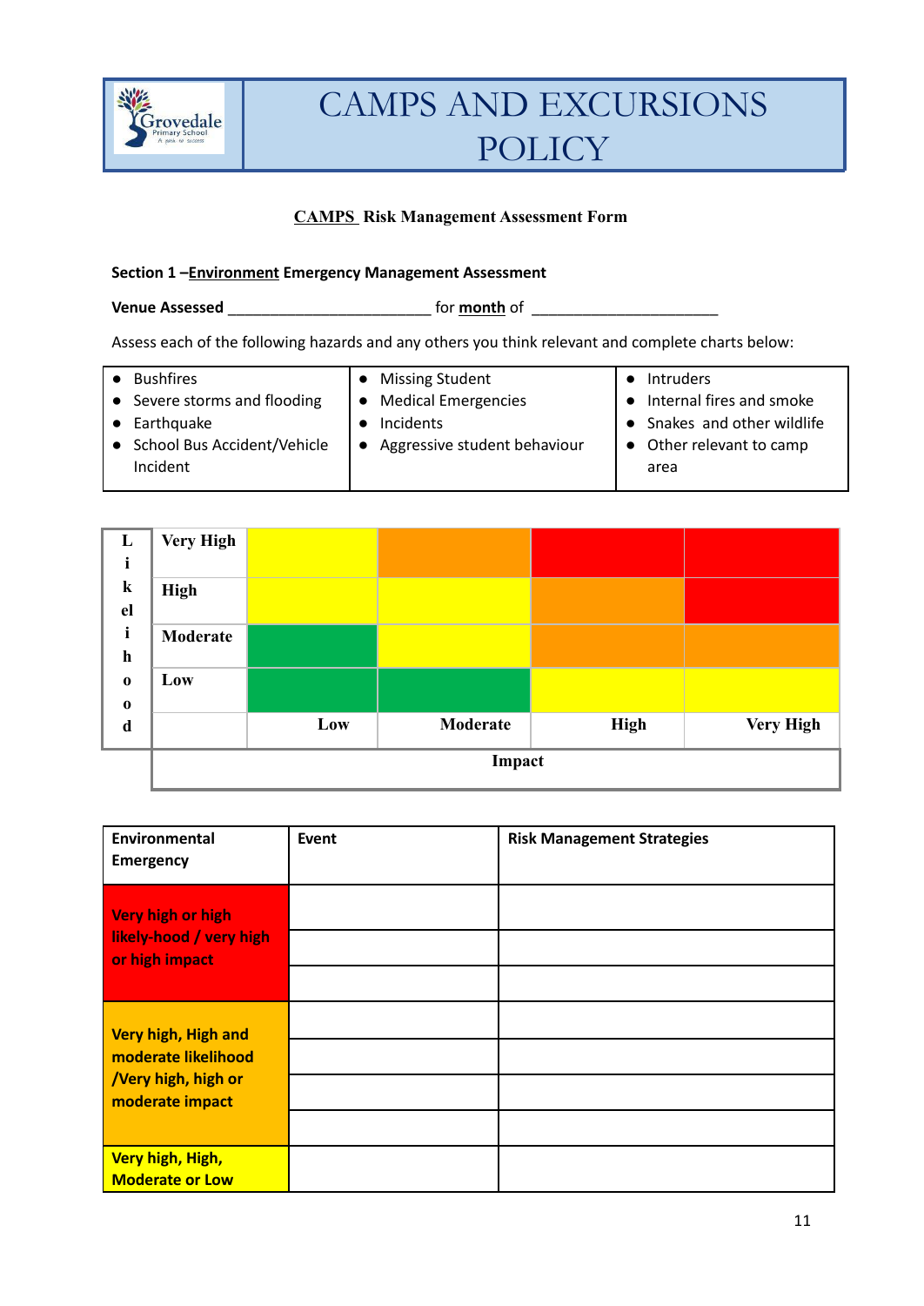# CAMPS AND EXCURSIONS POLICY

**CAMPS Risk Management Assessment Form**

**Section 1 –Environment Emergency Management Assessment**

**Venue Assessed** ________________________ for **month** of ______________________

Assess each of the following hazards and any others you think relevant and complete charts below:

| | | |
|---|---|---|
| • Bushfires<br>• Severe storms and flooding<br>• Earthquake<br>• School Bus Accident/Vehicle Incident | • Missing Student<br>• Medical Emergencies<br>• Incidents<br>• Aggressive student behaviour | • Intruders<br>• Internal fires and smoke<br>• Snakes and other wildlife<br>• Other relevant to camp area |

| Likelihood | | | | | |
|---|---|---|---|---|---|
| | **Very High** | Yellow | Orange | Red | Red |
| | **High** | Yellow | Yellow | Orange | Red |
| | **Moderate** | Green | Yellow | Orange | Orange |
| | **Low** | Green | Green | Yellow | Yellow |
| | | **Low** | **Moderate** | **High** | **Very High** |
| | **Impact** | | | | |

| Environmental Emergency | Event | Risk Management Strategies |
|---|---|---|
| Very high or high likely-hood / very high or high impact | | |
| | | |
| | | |
| Very high, High and moderate likelihood /Very high, high or moderate impact | | |
| | | |
| | | |
| | | |
| Very high, High, Moderate or Low | | |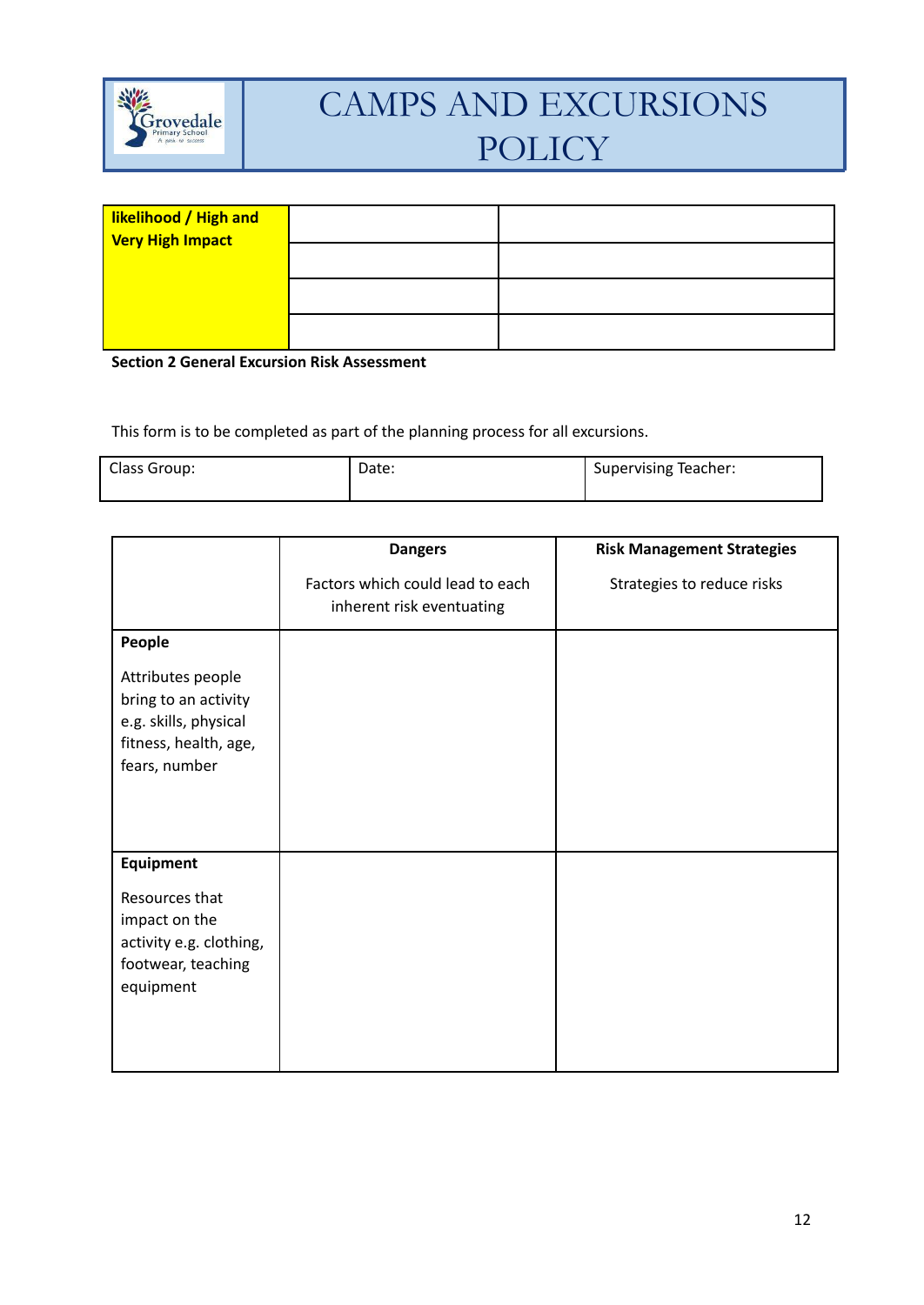| likelihood / High and Very High Impact | | |
|---|---|---|
| | | |
| | | |
| | | |

**Section 2 General Excursion Risk Assessment**

This form is to be completed as part of the planning process for all excursions.

| Class Group: | Date: | Supervising Teacher: |
|---|---|---|

| | **Dangers**<br>Factors which could lead to each inherent risk eventuating | **Risk Management Strategies**<br>Strategies to reduce risks |
|---|---|---|
| **People**<br>Attributes people bring to an activity e.g. skills, physical fitness, health, age, fears, number | | |
| **Equipment**<br>Resources that impact on the activity e.g. clothing, footwear, teaching equipment | | |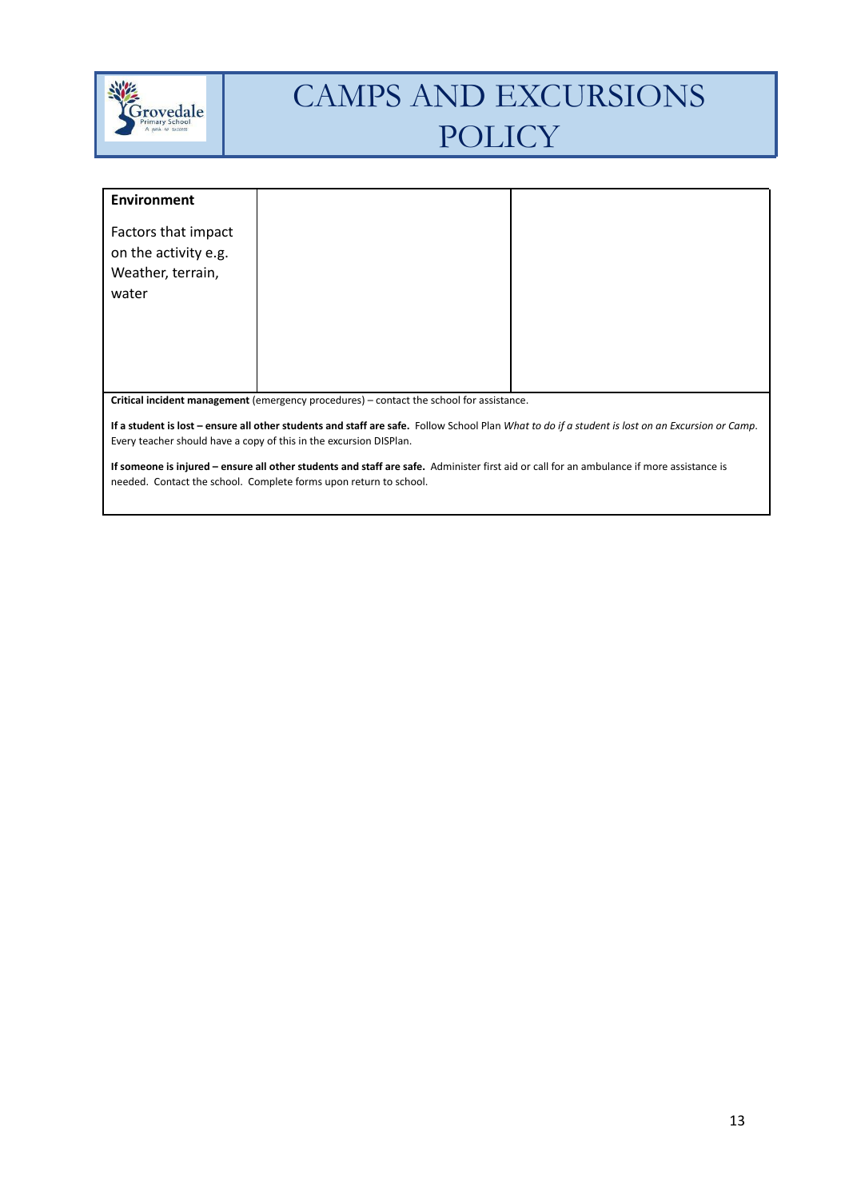| | | |
|---|---|---|
| **Environment**<br><br>Factors that impact on the activity e.g. Weather, terrain, water | | |

**Critical incident management** (emergency procedures) – contact the school for assistance.

**If a student is lost – ensure all other students and staff are safe.** Follow School Plan *What to do if a student is lost on an Excursion or Camp*. Every teacher should have a copy of this in the excursion DISPlan.

**If someone is injured – ensure all other students and staff are safe.** Administer first aid or call for an ambulance if more assistance is needed. Contact the school. Complete forms upon return to school.